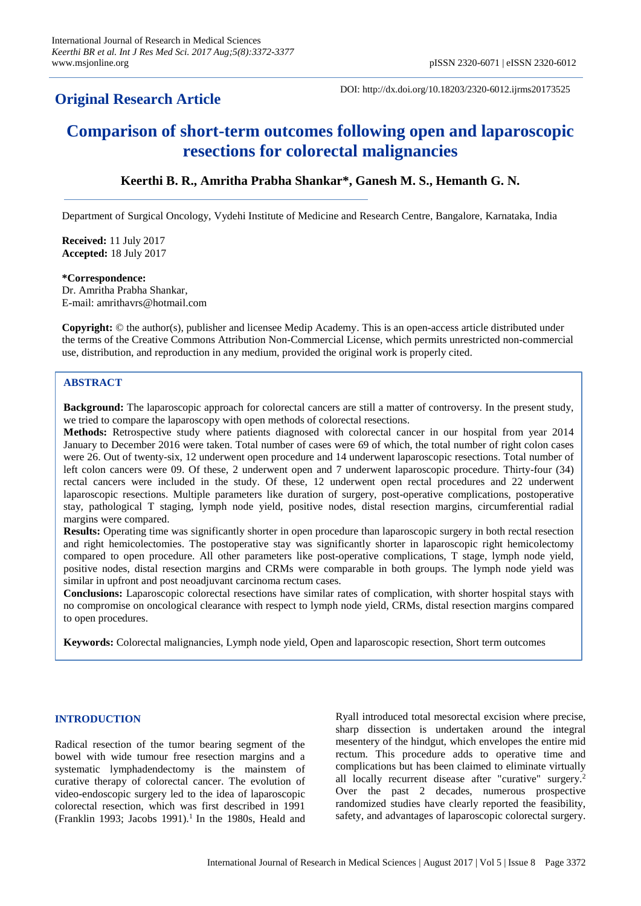## Original Research Article

DOI: http://dx.doi.org/10.18203/2320-6012.ijrms20173525

# Comparison of short-term outcomes following open and laparoscopic resections for colorectal malignancies

**Keerthi B. R., Amritha Prabha Shankar\*, Ganesh M. S., Hemanth G. N.**

Department of Surgical Oncology, Vydehi Institute of Medicine and Research Centre, Bangalore, Karnataka, India

**Received:** 11 July 2017
**Accepted:** 18 July 2017

**\*Correspondence:**
Dr. Amritha Prabha Shankar,
E-mail: amrithavrs@hotmail.com

**Copyright:** © the author(s), publisher and licensee Medip Academy. This is an open-access article distributed under the terms of the Creative Commons Attribution Non-Commercial License, which permits unrestricted non-commercial use, distribution, and reproduction in any medium, provided the original work is properly cited.

## ABSTRACT

**Background:** The laparoscopic approach for colorectal cancers are still a matter of controversy. In the present study, we tried to compare the laparoscopy with open methods of colorectal resections.

**Methods:** Retrospective study where patients diagnosed with colorectal cancer in our hospital from year 2014 January to December 2016 were taken. Total number of cases were 69 of which, the total number of right colon cases were 26. Out of twenty-six, 12 underwent open procedure and 14 underwent laparoscopic resections. Total number of left colon cancers were 09. Of these, 2 underwent open and 7 underwent laparoscopic procedure. Thirty-four (34) rectal cancers were included in the study. Of these, 12 underwent open rectal procedures and 22 underwent laparoscopic resections. Multiple parameters like duration of surgery, post-operative complications, postoperative stay, pathological T staging, lymph node yield, positive nodes, distal resection margins, circumferential radial margins were compared.

**Results:** Operating time was significantly shorter in open procedure than laparoscopic surgery in both rectal resection and right hemicolectomies. The postoperative stay was significantly shorter in laparoscopic right hemicolectomy compared to open procedure. All other parameters like post-operative complications, T stage, lymph node yield, positive nodes, distal resection margins and CRMs were comparable in both groups. The lymph node yield was similar in upfront and post neoadjuvant carcinoma rectum cases.

**Conclusions:** Laparoscopic colorectal resections have similar rates of complication, with shorter hospital stays with no compromise on oncological clearance with respect to lymph node yield, CRMs, distal resection margins compared to open procedures.

**Keywords:** Colorectal malignancies, Lymph node yield, Open and laparoscopic resection, Short term outcomes

## INTRODUCTION

Radical resection of the tumor bearing segment of the bowel with wide tumour free resection margins and a systematic lymphadendectomy is the mainstem of curative therapy of colorectal cancer. The evolution of video-endoscopic surgery led to the idea of laparoscopic colorectal resection, which was first described in 1991 (Franklin 1993; Jacobs 1991).[1] In the 1980s, Heald and Ryall introduced total mesorectal excision where precise, sharp dissection is undertaken around the integral mesentery of the hindgut, which envelopes the entire mid rectum. This procedure adds to operative time and complications but has been claimed to eliminate virtually all locally recurrent disease after "curative" surgery.[2] Over the past 2 decades, numerous prospective randomized studies have clearly reported the feasibility, safety, and advantages of laparoscopic colorectal surgery.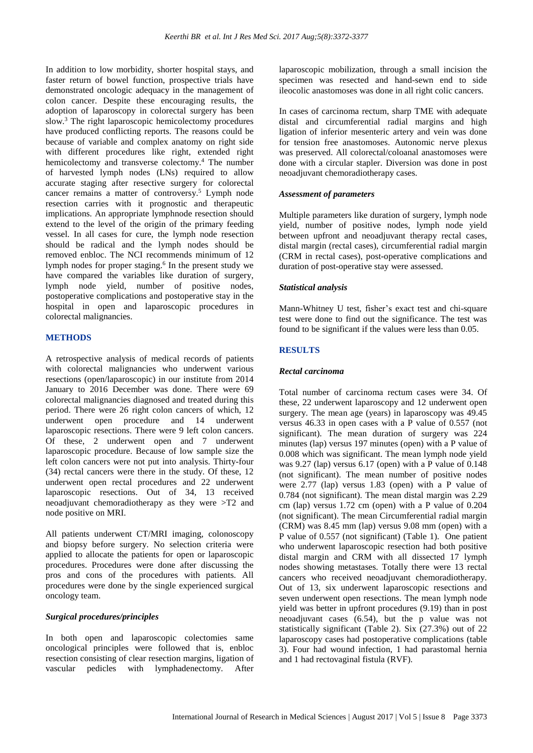In addition to low morbidity, shorter hospital stays, and faster return of bowel function, prospective trials have demonstrated oncologic adequacy in the management of colon cancer. Despite these encouraging results, the adoption of laparoscopy in colorectal surgery has been slow.[3] The right laparoscopic hemicolectomy procedures have produced conflicting reports. The reasons could be because of variable and complex anatomy on right side with different procedures like right, extended right hemicolectomy and transverse colectomy.[4] The number of harvested lymph nodes (LNs) required to allow accurate staging after resective surgery for colorectal cancer remains a matter of controversy.[5] Lymph node resection carries with it prognostic and therapeutic implications. An appropriate lymphnode resection should extend to the level of the origin of the primary feeding vessel. In all cases for cure, the lymph node resection should be radical and the lymph nodes should be removed enbloc. The NCI recommends minimum of 12 lymph nodes for proper staging.[6] In the present study we have compared the variables like duration of surgery, lymph node yield, number of positive nodes, postoperative complications and postoperative stay in the hospital in open and laparoscopic procedures in colorectal malignancies.

## METHODS

A retrospective analysis of medical records of patients with colorectal malignancies who underwent various resections (open/laparoscopic) in our institute from 2014 January to 2016 December was done. There were 69 colorectal malignancies diagnosed and treated during this period. There were 26 right colon cancers of which, 12 underwent open procedure and 14 underwent laparoscopic resections. There were 9 left colon cancers. Of these, 2 underwent open and 7 underwent laparoscopic procedure. Because of low sample size the left colon cancers were not put into analysis. Thirty-four (34) rectal cancers were there in the study. Of these, 12 underwent open rectal procedures and 22 underwent laparoscopic resections. Out of 34, 13 received neoadjuvant chemoradiotherapy as they were >T2 and node positive on MRI.

All patients underwent CT/MRI imaging, colonoscopy and biopsy before surgery. No selection criteria were applied to allocate the patients for open or laparoscopic procedures. Procedures were done after discussing the pros and cons of the procedures with patients. All procedures were done by the single experienced surgical oncology team.

### *Surgical procedures/principles*

In both open and laparoscopic colectomies same oncological principles were followed that is, enbloc resection consisting of clear resection margins, ligation of vascular pedicles with lymphadenectomy. After laparoscopic mobilization, through a small incision the specimen was resected and hand-sewn end to side ileocolic anastomoses was done in all right colic cancers.

In cases of carcinoma rectum, sharp TME with adequate distal and circumferential radial margins and high ligation of inferior mesenteric artery and vein was done for tension free anastomoses. Autonomic nerve plexus was preserved. All colorectal/coloanal anastomoses were done with a circular stapler. Diversion was done in post neoadjuvant chemoradiotherapy cases.

### *Assessment of parameters*

Multiple parameters like duration of surgery, lymph node yield, number of positive nodes, lymph node yield between upfront and neoadjuvant therapy rectal cases, distal margin (rectal cases), circumferential radial margin (CRM in rectal cases), post-operative complications and duration of post-operative stay were assessed.

### *Statistical analysis*

Mann-Whitney U test, fisher's exact test and chi-square test were done to find out the significance. The test was found to be significant if the values were less than 0.05.

## RESULTS

### *Rectal carcinoma*

Total number of carcinoma rectum cases were 34. Of these, 22 underwent laparoscopy and 12 underwent open surgery. The mean age (years) in laparoscopy was 49.45 versus 46.33 in open cases with a P value of 0.557 (not significant). The mean duration of surgery was 224 minutes (lap) versus 197 minutes (open) with a P value of 0.008 which was significant. The mean lymph node yield was 9.27 (lap) versus 6.17 (open) with a P value of 0.148 (not significant). The mean number of positive nodes were 2.77 (lap) versus 1.83 (open) with a P value of 0.784 (not significant). The mean distal margin was 2.29 cm (lap) versus 1.72 cm (open) with a P value of 0.204 (not significant). The mean Circumferential radial margin (CRM) was 8.45 mm (lap) versus 9.08 mm (open) with a P value of 0.557 (not significant) (Table 1). One patient who underwent laparoscopic resection had both positive distal margin and CRM with all dissected 17 lymph nodes showing metastases. Totally there were 13 rectal cancers who received neoadjuvant chemoradiotherapy. Out of 13, six underwent laparoscopic resections and seven underwent open resections. The mean lymph node yield was better in upfront procedures (9.19) than in post neoadjuvant cases (6.54), but the p value was not statistically significant (Table 2). Six (27.3%) out of 22 laparoscopy cases had postoperative complications (table 3). Four had wound infection, 1 had parastomal hernia and 1 had rectovaginal fistula (RVF).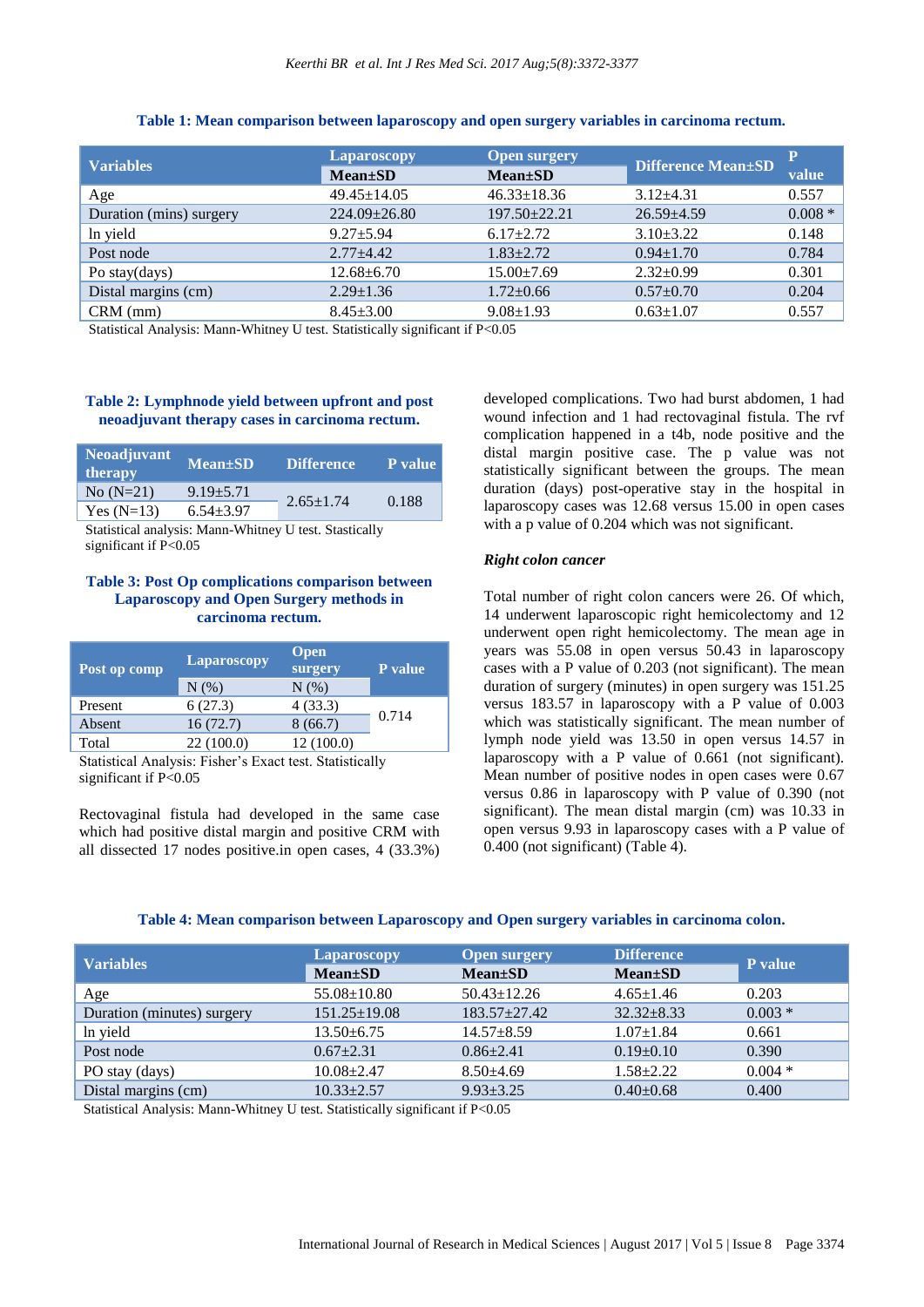**Table 1: Mean comparison between laparoscopy and open surgery variables in carcinoma rectum.**

| Variables | Laparoscopy | Open surgery | Difference Mean±SD | P value |
|---|---|---|---|---|
| | Mean±SD | Mean±SD | | |
| Age | 49.45±14.05 | 46.33±18.36 | 3.12±4.31 | 0.557 |
| Duration (mins) surgery | 224.09±26.80 | 197.50±22.21 | 26.59±4.59 | 0.008 * |
| ln yield | 9.27±5.94 | 6.17±2.72 | 3.10±3.22 | 0.148 |
| Post node | 2.77±4.42 | 1.83±2.72 | 0.94±1.70 | 0.784 |
| Po stay(days) | 12.68±6.70 | 15.00±7.69 | 2.32±0.99 | 0.301 |
| Distal margins (cm) | 2.29±1.36 | 1.72±0.66 | 0.57±0.70 | 0.204 |
| CRM (mm) | 8.45±3.00 | 9.08±1.93 | 0.63±1.07 | 0.557 |

Statistical Analysis: Mann-Whitney U test. Statistically significant if P<0.05

**Table 2: Lymphnode yield between upfront and post neoadjuvant therapy cases in carcinoma rectum.**

| Neoadjuvant therapy | Mean±SD | Difference | P value |
|---|---|---|---|
| No (N=21) | 9.19±5.71 | 2.65±1.74 | 0.188 |
| Yes (N=13) | 6.54±3.97 | | |

Statistical analysis: Mann-Whitney U test. Stastically significant if P<0.05

**Table 3: Post Op complications comparison between Laparoscopy and Open Surgery methods in carcinoma rectum.**

| Post op comp | Laparoscopy | Open surgery | P value |
|---|---|---|---|
| | N (%) | N (%) | |
| Present | 6 (27.3) | 4 (33.3) | 0.714 |
| Absent | 16 (72.7) | 8 (66.7) | |
| Total | 22 (100.0) | 12 (100.0) | |

Statistical Analysis: Fisher's Exact test. Statistically significant if P<0.05

Rectovaginal fistula had developed in the same case which had positive distal margin and positive CRM with all dissected 17 nodes positive.in open cases, 4 (33.3%) developed complications. Two had burst abdomen, 1 had wound infection and 1 had rectovaginal fistula. The rvf complication happened in a t4b, node positive and the distal margin positive case. The p value was not statistically significant between the groups. The mean duration (days) post-operative stay in the hospital in laparoscopy cases was 12.68 versus 15.00 in open cases with a p value of 0.204 which was not significant.

*Right colon cancer*

Total number of right colon cancers were 26. Of which, 14 underwent laparoscopic right hemicolectomy and 12 underwent open right hemicolectomy. The mean age in years was 55.08 in open versus 50.43 in laparoscopy cases with a P value of 0.203 (not significant). The mean duration of surgery (minutes) in open surgery was 151.25 versus 183.57 in laparoscopy with a P value of 0.003 which was statistically significant. The mean number of lymph node yield was 13.50 in open versus 14.57 in laparoscopy with a P value of 0.661 (not significant). Mean number of positive nodes in open cases were 0.67 versus 0.86 in laparoscopy with P value of 0.390 (not significant). The mean distal margin (cm) was 10.33 in open versus 9.93 in laparoscopy cases with a P value of 0.400 (not significant) (Table 4).

**Table 4: Mean comparison between Laparoscopy and Open surgery variables in carcinoma colon.**

| Variables | Laparoscopy | Open surgery | Difference | P value |
|---|---|---|---|---|
| | Mean±SD | Mean±SD | Mean±SD | |
| Age | 55.08±10.80 | 50.43±12.26 | 4.65±1.46 | 0.203 |
| Duration (minutes) surgery | 151.25±19.08 | 183.57±27.42 | 32.32±8.33 | 0.003 * |
| ln yield | 13.50±6.75 | 14.57±8.59 | 1.07±1.84 | 0.661 |
| Post node | 0.67±2.31 | 0.86±2.41 | 0.19±0.10 | 0.390 |
| PO stay (days) | 10.08±2.47 | 8.50±4.69 | 1.58±2.22 | 0.004 * |
| Distal margins (cm) | 10.33±2.57 | 9.93±3.25 | 0.40±0.68 | 0.400 |

Statistical Analysis: Mann-Whitney U test. Statistically significant if P<0.05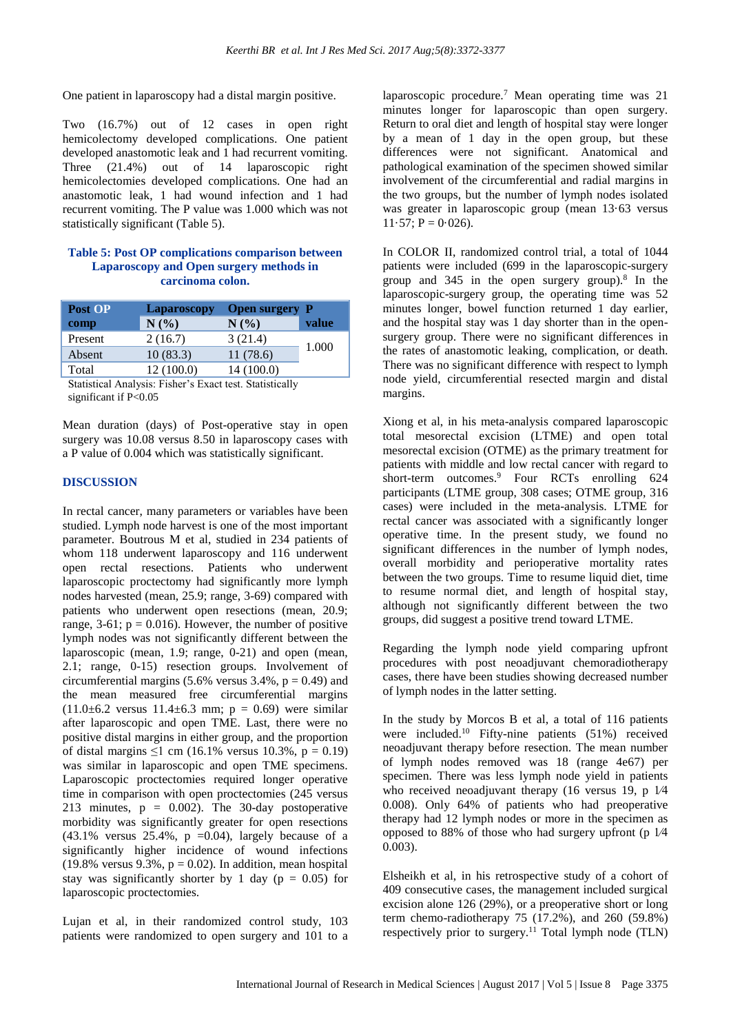One patient in laparoscopy had a distal margin positive.

Two (16.7%) out of 12 cases in open right hemicolectomy developed complications. One patient developed anastomotic leak and 1 had recurrent vomiting. Three (21.4%) out of 14 laparoscopic right hemicolectomies developed complications. One had an anastomotic leak, 1 had wound infection and 1 had recurrent vomiting. The P value was 1.000 which was not statistically significant (Table 5).

**Table 5: Post OP complications comparison between Laparoscopy and Open surgery methods in carcinoma colon.**

| Post OP comp | Laparoscopy N (%) | Open surgery N (%) | P value |
|---|---|---|---|
| Present | 2 (16.7) | 3 (21.4) | 1.000 |
| Absent | 10 (83.3) | 11 (78.6) | |
| Total | 12 (100.0) | 14 (100.0) | |

Statistical Analysis: Fisher's Exact test. Statistically significant if P<0.05

Mean duration (days) of Post-operative stay in open surgery was 10.08 versus 8.50 in laparoscopy cases with a P value of 0.004 which was statistically significant.

## DISCUSSION

In rectal cancer, many parameters or variables have been studied. Lymph node harvest is one of the most important parameter. Boutrous M et al, studied in 234 patients of whom 118 underwent laparoscopy and 116 underwent open rectal resections. Patients who underwent laparoscopic proctectomy had significantly more lymph nodes harvested (mean, 25.9; range, 3-69) compared with patients who underwent open resections (mean, 20.9; range, 3-61; p = 0.016). However, the number of positive lymph nodes was not significantly different between the laparoscopic (mean, 1.9; range, 0-21) and open (mean, 2.1; range, 0-15) resection groups. Involvement of circumferential margins (5.6% versus 3.4%, p = 0.49) and the mean measured free circumferential margins (11.0±6.2 versus 11.4±6.3 mm; p = 0.69) were similar after laparoscopic and open TME. Last, there were no positive distal margins in either group, and the proportion of distal margins ≤1 cm (16.1% versus 10.3%, p = 0.19) was similar in laparoscopic and open TME specimens. Laparoscopic proctectomies required longer operative time in comparison with open proctectomies (245 versus 213 minutes, p = 0.002). The 30-day postoperative morbidity was significantly greater for open resections (43.1% versus 25.4%, p =0.04), largely because of a significantly higher incidence of wound infections (19.8% versus 9.3%, p = 0.02). In addition, mean hospital stay was significantly shorter by 1 day (p = 0.05) for laparoscopic proctectomies.

Lujan et al, in their randomized control study, 103 patients were randomized to open surgery and 101 to a laparoscopic procedure.[7] Mean operating time was 21 minutes longer for laparoscopic than open surgery. Return to oral diet and length of hospital stay were longer by a mean of 1 day in the open group, but these differences were not significant. Anatomical and pathological examination of the specimen showed similar involvement of the circumferential and radial margins in the two groups, but the number of lymph nodes isolated was greater in laparoscopic group (mean 13·63 versus 11·57; P = 0·026).

In COLOR II, randomized control trial, a total of 1044 patients were included (699 in the laparoscopic-surgery group and 345 in the open surgery group).[8] In the laparoscopic-surgery group, the operating time was 52 minutes longer, bowel function returned 1 day earlier, and the hospital stay was 1 day shorter than in the open-surgery group. There were no significant differences in the rates of anastomotic leaking, complication, or death. There was no significant difference with respect to lymph node yield, circumferential resected margin and distal margins.

Xiong et al, in his meta-analysis compared laparoscopic total mesorectal excision (LTME) and open total mesorectal excision (OTME) as the primary treatment for patients with middle and low rectal cancer with regard to short-term outcomes.[9] Four RCTs enrolling 624 participants (LTME group, 308 cases; OTME group, 316 cases) were included in the meta-analysis. LTME for rectal cancer was associated with a significantly longer operative time. In the present study, we found no significant differences in the number of lymph nodes, overall morbidity and perioperative mortality rates between the two groups. Time to resume liquid diet, time to resume normal diet, and length of hospital stay, although not significantly different between the two groups, did suggest a positive trend toward LTME.

Regarding the lymph node yield comparing upfront procedures with post neoadjuvant chemoradiotherapy cases, there have been studies showing decreased number of lymph nodes in the latter setting.

In the study by Morcos B et al, a total of 116 patients were included.[10] Fifty-nine patients (51%) received neoadjuvant therapy before resection. The mean number of lymph nodes removed was 18 (range 4e67) per specimen. There was less lymph node yield in patients who received neoadjuvant therapy (16 versus 19, p ¼ 0.008). Only 64% of patients who had preoperative therapy had 12 lymph nodes or more in the specimen as opposed to 88% of those who had surgery upfront (p ¼ 0.003).

Elsheikh et al, in his retrospective study of a cohort of 409 consecutive cases, the management included surgical excision alone 126 (29%), or a preoperative short or long term chemo-radiotherapy 75 (17.2%), and 260 (59.8%) respectively prior to surgery.[11] Total lymph node (TLN)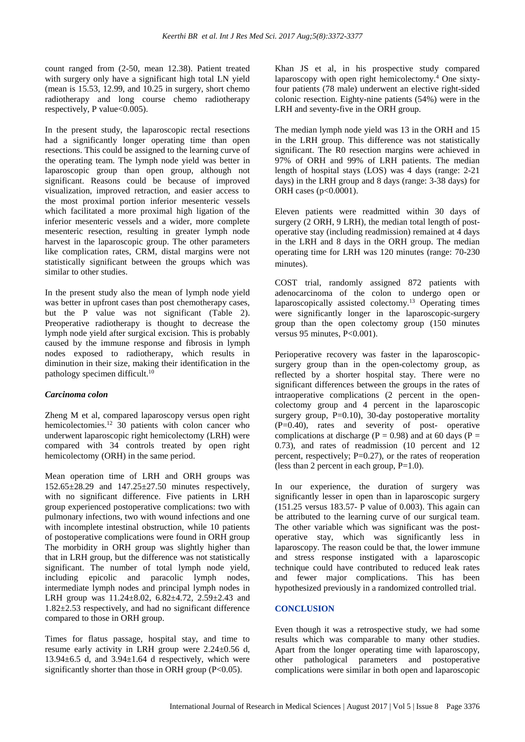count ranged from (2-50, mean 12.38). Patient treated with surgery only have a significant high total LN yield (mean is 15.53, 12.99, and 10.25 in surgery, short chemo radiotherapy and long course chemo radiotherapy respectively, P value<0.005).

In the present study, the laparoscopic rectal resections had a significantly longer operating time than open resections. This could be assigned to the learning curve of the operating team. The lymph node yield was better in laparoscopic group than open group, although not significant. Reasons could be because of improved visualization, improved retraction, and easier access to the most proximal portion inferior mesenteric vessels which facilitated a more proximal high ligation of the inferior mesenteric vessels and a wider, more complete mesenteric resection, resulting in greater lymph node harvest in the laparoscopic group. The other parameters like complication rates, CRM, distal margins were not statistically significant between the groups which was similar to other studies.

In the present study also the mean of lymph node yield was better in upfront cases than post chemotherapy cases, but the P value was not significant (Table 2). Preoperative radiotherapy is thought to decrease the lymph node yield after surgical excision. This is probably caused by the immune response and fibrosis in lymph nodes exposed to radiotherapy, which results in diminution in their size, making their identification in the pathology specimen difficult.[10]

### *Carcinoma colon*

Zheng M et al, compared laparoscopy versus open right hemicolectomies.[12] 30 patients with colon cancer who underwent laparoscopic right hemicolectomy (LRH) were compared with 34 controls treated by open right hemicolectomy (ORH) in the same period.

Mean operation time of LRH and ORH groups was 152.65±28.29 and 147.25±27.50 minutes respectively, with no significant difference. Five patients in LRH group experienced postoperative complications: two with pulmonary infections, two with wound infections and one with incomplete intestinal obstruction, while 10 patients of postoperative complications were found in ORH group The morbidity in ORH group was slightly higher than that in LRH group, but the difference was not statistically significant. The number of total lymph node yield, including epicolic and paracolic lymph nodes, intermediate lymph nodes and principal lymph nodes in LRH group was 11.24±8.02, 6.82±4.72, 2.59±2.43 and 1.82±2.53 respectively, and had no significant difference compared to those in ORH group.

Times for flatus passage, hospital stay, and time to resume early activity in LRH group were 2.24±0.56 d, 13.94±6.5 d, and 3.94±1.64 d respectively, which were significantly shorter than those in ORH group (P<0.05).

Khan JS et al, in his prospective study compared laparoscopy with open right hemicolectomy.[4] One sixty-four patients (78 male) underwent an elective right-sided colonic resection. Eighty-nine patients (54%) were in the LRH group and seventy-five in the ORH group.

The median lymph node yield was 13 in the ORH and 15 in the LRH group. This difference was not statistically significant. The R0 resection margins were achieved in 97% of ORH and 99% of LRH patients. The median length of hospital stays (LOS) was 4 days (range: 2-21 days) in the LRH group and 8 days (range: 3-38 days) for ORH cases (p<0.0001).

Eleven patients were readmitted within 30 days of surgery (2 ORH, 9 LRH), the median total length of post-operative stay (including readmission) remained at 4 days in the LRH and 8 days in the ORH group. The median operating time for LRH was 120 minutes (range: 70-230 minutes).

COST trial, randomly assigned 872 patients with adenocarcinoma of the colon to undergo open or laparoscopically assisted colectomy.[13] Operating times were significantly longer in the laparoscopic-surgery group than the open colectomy group (150 minutes versus 95 minutes, P<0.001).

Perioperative recovery was faster in the laparoscopic-surgery group than in the open-colectomy group, as reflected by a shorter hospital stay. There were no significant differences between the groups in the rates of intraoperative complications (2 percent in the open-colectomy group and 4 percent in the laparoscopic surgery group, P=0.10), 30-day postoperative mortality (P=0.40), rates and severity of post- operative complications at discharge (P = 0.98) and at 60 days (P = 0.73), and rates of readmission (10 percent and 12 percent, respectively; P=0.27), or the rates of reoperation (less than 2 percent in each group, P=1.0).

In our experience, the duration of surgery was significantly lesser in open than in laparoscopic surgery (151.25 versus 183.57- P value of 0.003). This again can be attributed to the learning curve of our surgical team. The other variable which was significant was the post-operative stay, which was significantly less in laparoscopy. The reason could be that, the lower immune and stress response instigated with a laparoscopic technique could have contributed to reduced leak rates and fewer major complications. This has been hypothesized previously in a randomized controlled trial.

## CONCLUSION

Even though it was a retrospective study, we had some results which was comparable to many other studies. Apart from the longer operating time with laparoscopy, other pathological parameters and postoperative complications were similar in both open and laparoscopic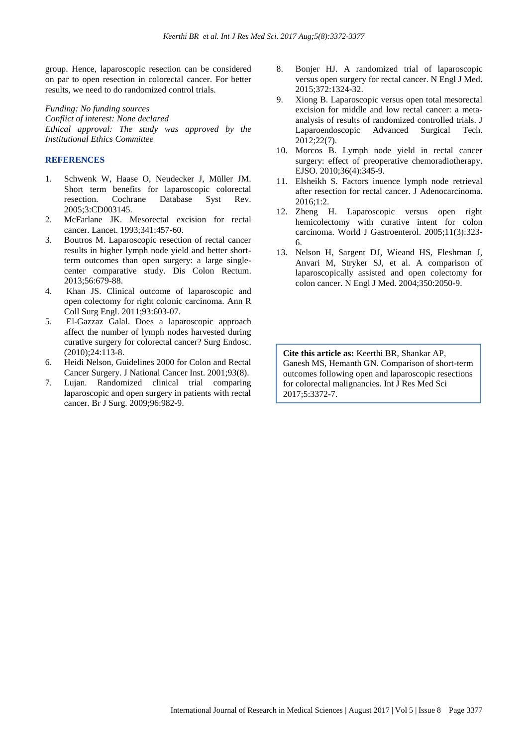group. Hence, laparoscopic resection can be considered on par to open resection in colorectal cancer. For better results, we need to do randomized control trials.

*Funding: No funding sources*
*Conflict of interest: None declared*
*Ethical approval: The study was approved by the Institutional Ethics Committee*

## REFERENCES

1. Schwenk W, Haase O, Neudecker J, Müller JM. Short term benefits for laparoscopic colorectal resection. Cochrane Database Syst Rev. 2005;3:CD003145.
2. McFarlane JK. Mesorectal excision for rectal cancer. Lancet. 1993;341:457-60.
3. Boutros M. Laparoscopic resection of rectal cancer results in higher lymph node yield and better short-term outcomes than open surgery: a large single-center comparative study. Dis Colon Rectum. 2013;56:679-88.
4. Khan JS. Clinical outcome of laparoscopic and open colectomy for right colonic carcinoma. Ann R Coll Surg Engl. 2011;93:603-07.
5. El-Gazzaz Galal. Does a laparoscopic approach affect the number of lymph nodes harvested during curative surgery for colorectal cancer? Surg Endosc. (2010);24:113-8.
6. Heidi Nelson, Guidelines 2000 for Colon and Rectal Cancer Surgery. J National Cancer Inst. 2001;93(8).
7. Lujan. Randomized clinical trial comparing laparoscopic and open surgery in patients with rectal cancer. Br J Surg. 2009;96:982-9.
8. Bonjer HJ. A randomized trial of laparoscopic versus open surgery for rectal cancer. N Engl J Med. 2015;372:1324-32.
9. Xiong B. Laparoscopic versus open total mesorectal excision for middle and low rectal cancer: a meta-analysis of results of randomized controlled trials. J Laparoendoscopic Advanced Surgical Tech. 2012;22(7).
10. Morcos B. Lymph node yield in rectal cancer surgery: effect of preoperative chemoradiotherapy. EJSO. 2010;36(4):345-9.
11. Elsheikh S. Factors inuence lymph node retrieval after resection for rectal cancer. J Adenocarcinoma. 2016;1:2.
12. Zheng H. Laparoscopic versus open right hemicolectomy with curative intent for colon carcinoma. World J Gastroenterol. 2005;11(3):323-6.
13. Nelson H, Sargent DJ, Wieand HS, Fleshman J, Anvari M, Stryker SJ, et al. A comparison of laparoscopically assisted and open colectomy for colon cancer. N Engl J Med. 2004;350:2050-9.

**Cite this article as:** Keerthi BR, Shankar AP, Ganesh MS, Hemanth GN. Comparison of short-term outcomes following open and laparoscopic resections for colorectal malignancies. Int J Res Med Sci 2017;5:3372-7.